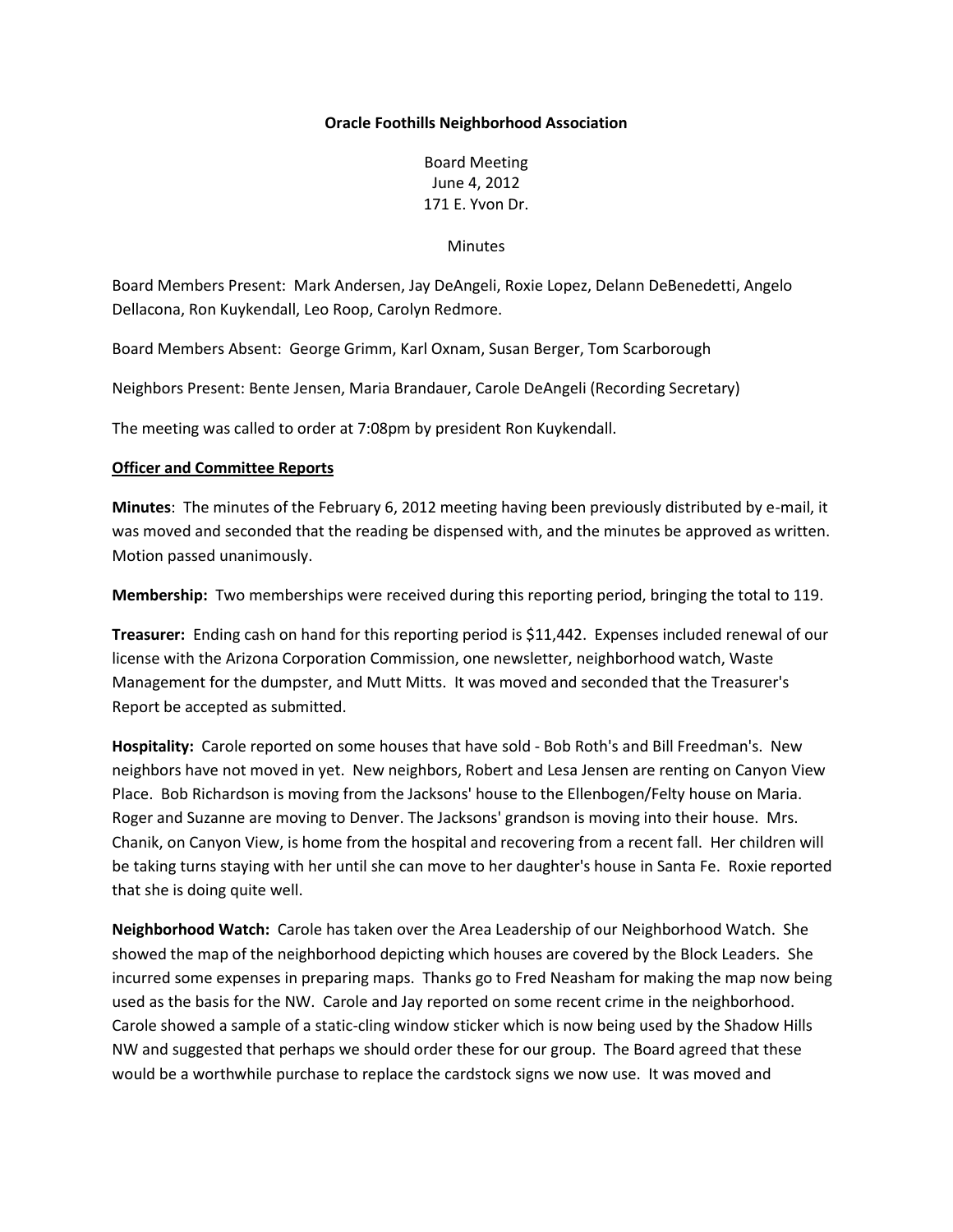**Oracle Foothills Neighborhood Association**

Board Meeting
June 4, 2012
171 E. Yvon Dr.

Minutes

Board Members Present: Mark Andersen, Jay DeAngeli, Roxie Lopez, Delann DeBenedetti, Angelo Dellacona, Ron Kuykendall, Leo Roop, Carolyn Redmore.

Board Members Absent: George Grimm, Karl Oxnam, Susan Berger, Tom Scarborough

Neighbors Present: Bente Jensen, Maria Brandauer, Carole DeAngeli (Recording Secretary)

The meeting was called to order at 7:08pm by president Ron Kuykendall.

**Officer and Committee Reports**

**Minutes**: The minutes of the February 6, 2012 meeting having been previously distributed by e-mail, it was moved and seconded that the reading be dispensed with, and the minutes be approved as written. Motion passed unanimously.

**Membership:** Two memberships were received during this reporting period, bringing the total to 119.

**Treasurer:** Ending cash on hand for this reporting period is $11,442. Expenses included renewal of our license with the Arizona Corporation Commission, one newsletter, neighborhood watch, Waste Management for the dumpster, and Mutt Mitts. It was moved and seconded that the Treasurer's Report be accepted as submitted.

**Hospitality:** Carole reported on some houses that have sold - Bob Roth's and Bill Freedman's. New neighbors have not moved in yet. New neighbors, Robert and Lesa Jensen are renting on Canyon View Place. Bob Richardson is moving from the Jacksons' house to the Ellenbogen/Felty house on Maria. Roger and Suzanne are moving to Denver. The Jacksons' grandson is moving into their house. Mrs. Chanik, on Canyon View, is home from the hospital and recovering from a recent fall. Her children will be taking turns staying with her until she can move to her daughter's house in Santa Fe. Roxie reported that she is doing quite well.

**Neighborhood Watch:** Carole has taken over the Area Leadership of our Neighborhood Watch. She showed the map of the neighborhood depicting which houses are covered by the Block Leaders. She incurred some expenses in preparing maps. Thanks go to Fred Neasham for making the map now being used as the basis for the NW. Carole and Jay reported on some recent crime in the neighborhood. Carole showed a sample of a static-cling window sticker which is now being used by the Shadow Hills NW and suggested that perhaps we should order these for our group. The Board agreed that these would be a worthwhile purchase to replace the cardstock signs we now use. It was moved and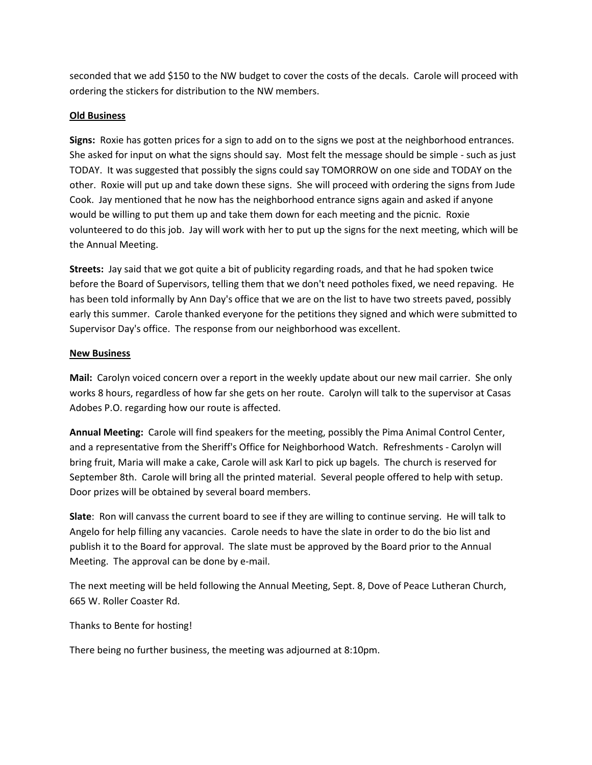seconded that we add $150 to the NW budget to cover the costs of the decals. Carole will proceed with ordering the stickers for distribution to the NW members.

**Old Business**

**Signs:** Roxie has gotten prices for a sign to add on to the signs we post at the neighborhood entrances. She asked for input on what the signs should say. Most felt the message should be simple - such as just TODAY. It was suggested that possibly the signs could say TOMORROW on one side and TODAY on the other. Roxie will put up and take down these signs. She will proceed with ordering the signs from Jude Cook. Jay mentioned that he now has the neighborhood entrance signs again and asked if anyone would be willing to put them up and take them down for each meeting and the picnic. Roxie volunteered to do this job. Jay will work with her to put up the signs for the next meeting, which will be the Annual Meeting.

**Streets:** Jay said that we got quite a bit of publicity regarding roads, and that he had spoken twice before the Board of Supervisors, telling them that we don't need potholes fixed, we need repaving. He has been told informally by Ann Day's office that we are on the list to have two streets paved, possibly early this summer. Carole thanked everyone for the petitions they signed and which were submitted to Supervisor Day's office. The response from our neighborhood was excellent.

**New Business**

**Mail:** Carolyn voiced concern over a report in the weekly update about our new mail carrier. She only works 8 hours, regardless of how far she gets on her route. Carolyn will talk to the supervisor at Casas Adobes P.O. regarding how our route is affected.

**Annual Meeting:** Carole will find speakers for the meeting, possibly the Pima Animal Control Center, and a representative from the Sheriff's Office for Neighborhood Watch. Refreshments - Carolyn will bring fruit, Maria will make a cake, Carole will ask Karl to pick up bagels. The church is reserved for September 8th. Carole will bring all the printed material. Several people offered to help with setup. Door prizes will be obtained by several board members.

**Slate**: Ron will canvass the current board to see if they are willing to continue serving. He will talk to Angelo for help filling any vacancies. Carole needs to have the slate in order to do the bio list and publish it to the Board for approval. The slate must be approved by the Board prior to the Annual Meeting. The approval can be done by e-mail.

The next meeting will be held following the Annual Meeting, Sept. 8, Dove of Peace Lutheran Church, 665 W. Roller Coaster Rd.

Thanks to Bente for hosting!

There being no further business, the meeting was adjourned at 8:10pm.